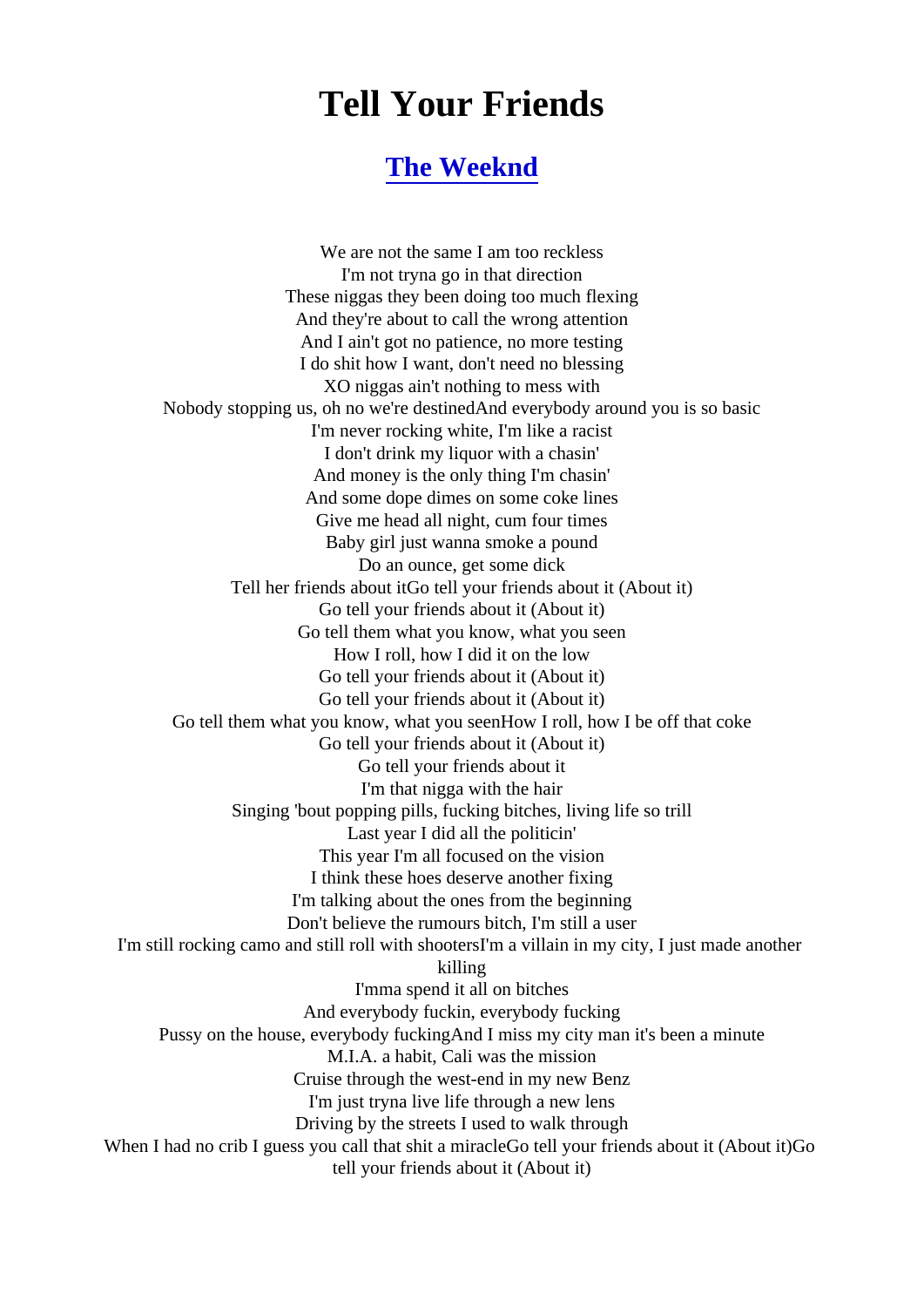# Tell Your Friends

## The Weeknd

We are not the same I am too reckless
I'm not tryna go in that direction
These niggas they been doing too much flexing
And they're about to call the wrong attention
And I ain't got no patience, no more testing
I do shit how I want, don't need no blessing
XO niggas ain't nothing to mess with
Nobody stopping us, oh no we're destinedAnd everybody around you is so basic
I'm never rocking white, I'm like a racist
I don't drink my liquor with a chasin'
And money is the only thing I'm chasin'
And some dope dimes on some coke lines
Give me head all night, cum four times
Baby girl just wanna smoke a pound
Do an ounce, get some dick
Tell her friends about itGo tell your friends about it (About it)
Go tell your friends about it (About it)
Go tell them what you know, what you seen
How I roll, how I did it on the low
Go tell your friends about it (About it)
Go tell your friends about it (About it)
Go tell them what you know, what you seenHow I roll, how I be off that coke
Go tell your friends about it (About it)
Go tell your friends about it
I'm that nigga with the hair
Singing 'bout popping pills, fucking bitches, living life so trill
Last year I did all the politicin'
This year I'm all focused on the vision
I think these hoes deserve another fixing
I'm talking about the ones from the beginning
Don't believe the rumours bitch, I'm still a user
I'm still rocking camo and still roll with shootersI'm a villain in my city, I just made another killing
I'mma spend it all on bitches
And everybody fuckin, everybody fucking
Pussy on the house, everybody fuckingAnd I miss my city man it's been a minute
M.I.A. a habit, Cali was the mission
Cruise through the west-end in my new Benz
I'm just tryna live life through a new lens
Driving by the streets I used to walk through
When I had no crib I guess you call that shit a miracleGo tell your friends about it (About it)Go tell your friends about it (About it)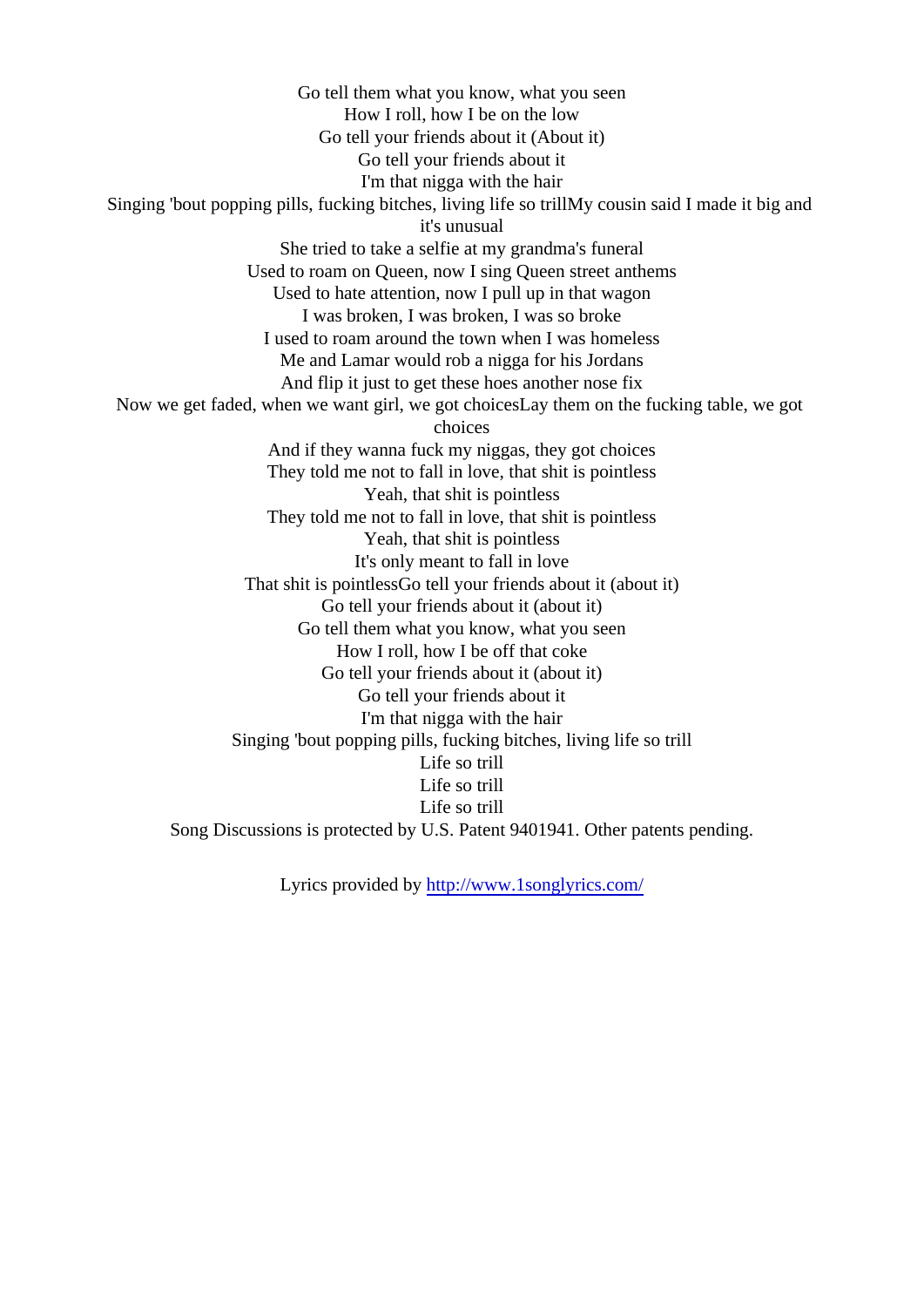Go tell them what you know, what you seen
How I roll, how I be on the low
Go tell your friends about it (About it)
Go tell your friends about it
I'm that nigga with the hair
Singing 'bout popping pills, fucking bitches, living life so trillMy cousin said I made it big and it's unusual
She tried to take a selfie at my grandma's funeral
Used to roam on Queen, now I sing Queen street anthems
Used to hate attention, now I pull up in that wagon
I was broken, I was broken, I was so broke
I used to roam around the town when I was homeless
Me and Lamar would rob a nigga for his Jordans
And flip it just to get these hoes another nose fix
Now we get faded, when we want girl, we got choicesLay them on the fucking table, we got choices
And if they wanna fuck my niggas, they got choices
They told me not to fall in love, that shit is pointless
Yeah, that shit is pointless
They told me not to fall in love, that shit is pointless
Yeah, that shit is pointless
It's only meant to fall in love
That shit is pointlessGo tell your friends about it (about it)
Go tell your friends about it (about it)
Go tell them what you know, what you seen
How I roll, how I be off that coke
Go tell your friends about it (about it)
Go tell your friends about it
I'm that nigga with the hair
Singing 'bout popping pills, fucking bitches, living life so trill
Life so trill
Life so trill
Life so trill
Song Discussions is protected by U.S. Patent 9401941. Other patents pending.

Lyrics provided by http://www.1songlyrics.com/